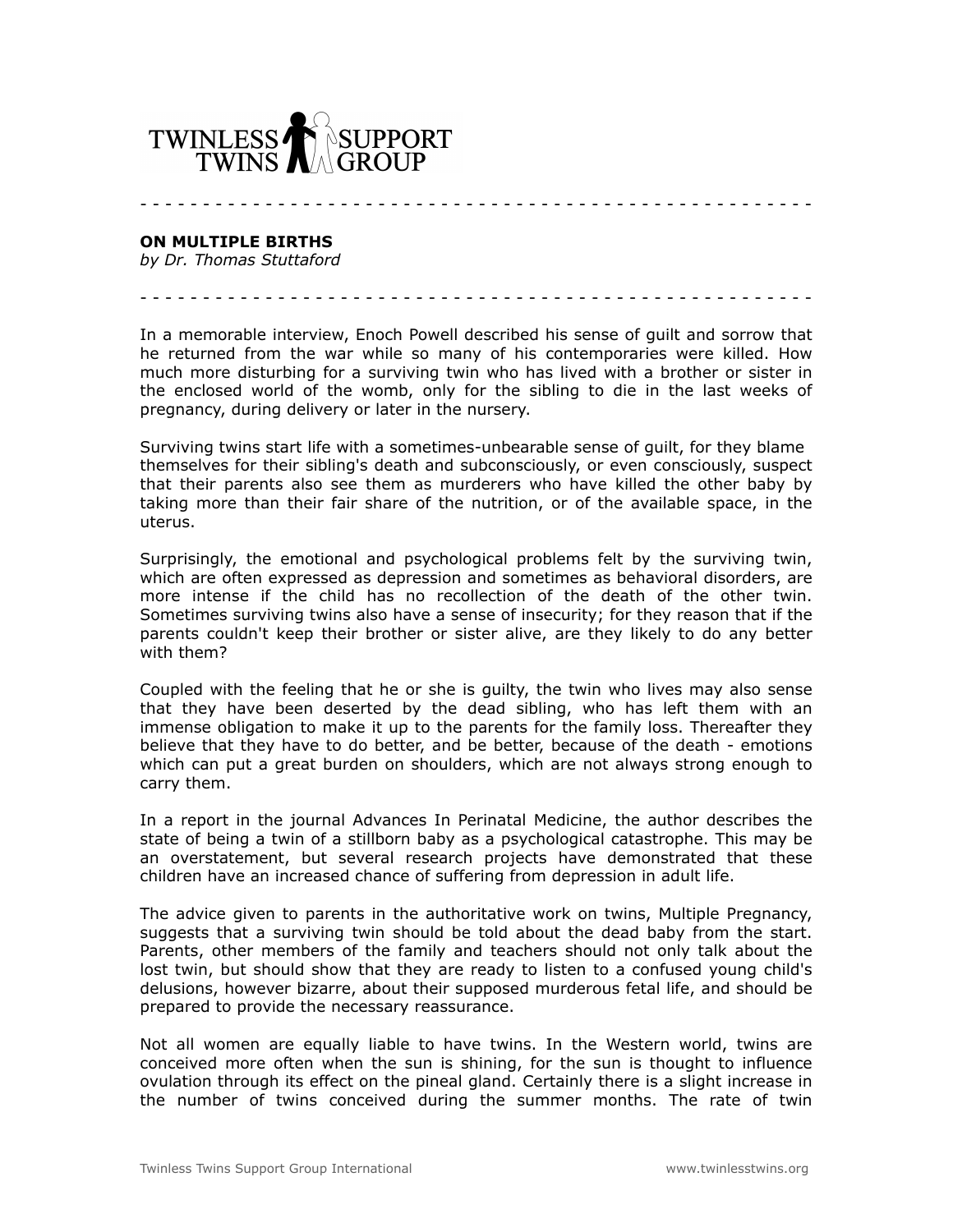TWINLESS TWINS SUPPORT GROUP

---

**ON MULTIPLE BIRTHS**
*by Dr. Thomas Stuttaford*

---

In a memorable interview, Enoch Powell described his sense of guilt and sorrow that he returned from the war while so many of his contemporaries were killed. How much more disturbing for a surviving twin who has lived with a brother or sister in the enclosed world of the womb, only for the sibling to die in the last weeks of pregnancy, during delivery or later in the nursery.

Surviving twins start life with a sometimes-unbearable sense of guilt, for they blame themselves for their sibling's death and subconsciously, or even consciously, suspect that their parents also see them as murderers who have killed the other baby by taking more than their fair share of the nutrition, or of the available space, in the uterus.

Surprisingly, the emotional and psychological problems felt by the surviving twin, which are often expressed as depression and sometimes as behavioral disorders, are more intense if the child has no recollection of the death of the other twin. Sometimes surviving twins also have a sense of insecurity; for they reason that if the parents couldn't keep their brother or sister alive, are they likely to do any better with them?

Coupled with the feeling that he or she is guilty, the twin who lives may also sense that they have been deserted by the dead sibling, who has left them with an immense obligation to make it up to the parents for the family loss. Thereafter they believe that they have to do better, and be better, because of the death - emotions which can put a great burden on shoulders, which are not always strong enough to carry them.

In a report in the journal Advances In Perinatal Medicine, the author describes the state of being a twin of a stillborn baby as a psychological catastrophe. This may be an overstatement, but several research projects have demonstrated that these children have an increased chance of suffering from depression in adult life.

The advice given to parents in the authoritative work on twins, Multiple Pregnancy, suggests that a surviving twin should be told about the dead baby from the start. Parents, other members of the family and teachers should not only talk about the lost twin, but should show that they are ready to listen to a confused young child's delusions, however bizarre, about their supposed murderous fetal life, and should be prepared to provide the necessary reassurance.

Not all women are equally liable to have twins. In the Western world, twins are conceived more often when the sun is shining, for the sun is thought to influence ovulation through its effect on the pineal gland. Certainly there is a slight increase in the number of twins conceived during the summer months. The rate of twin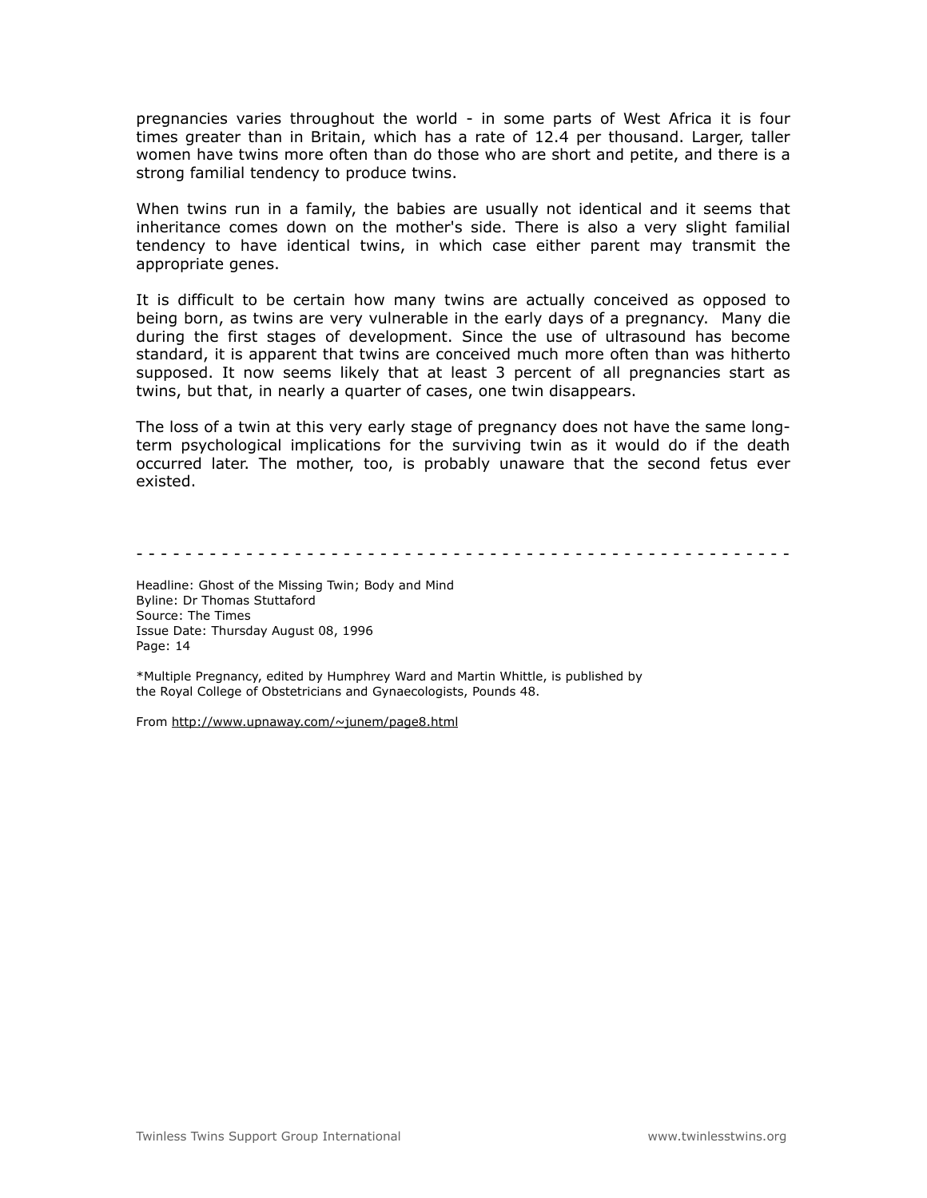pregnancies varies throughout the world - in some parts of West Africa it is four times greater than in Britain, which has a rate of 12.4 per thousand. Larger, taller women have twins more often than do those who are short and petite, and there is a strong familial tendency to produce twins.

When twins run in a family, the babies are usually not identical and it seems that inheritance comes down on the mother's side. There is also a very slight familial tendency to have identical twins, in which case either parent may transmit the appropriate genes.

It is difficult to be certain how many twins are actually conceived as opposed to being born, as twins are very vulnerable in the early days of a pregnancy. Many die during the first stages of development. Since the use of ultrasound has become standard, it is apparent that twins are conceived much more often than was hitherto supposed. It now seems likely that at least 3 percent of all pregnancies start as twins, but that, in nearly a quarter of cases, one twin disappears.

The loss of a twin at this very early stage of pregnancy does not have the same long-term psychological implications for the surviving twin as it would do if the death occurred later. The mother, too, is probably unaware that the second fetus ever existed.

- - - - - - - - - - - - - - - - - - - - - - - - - - - - - - - - - - - - - - - - - - - - - - - - - - - -

Headline: Ghost of the Missing Twin; Body and Mind
Byline: Dr Thomas Stuttaford
Source: The Times
Issue Date: Thursday August 08, 1996
Page: 14

*Multiple Pregnancy, edited by Humphrey Ward and Martin Whittle, is published by the Royal College of Obstetricians and Gynaecologists, Pounds 48.

From http://www.upnaway.com/~junem/page8.html